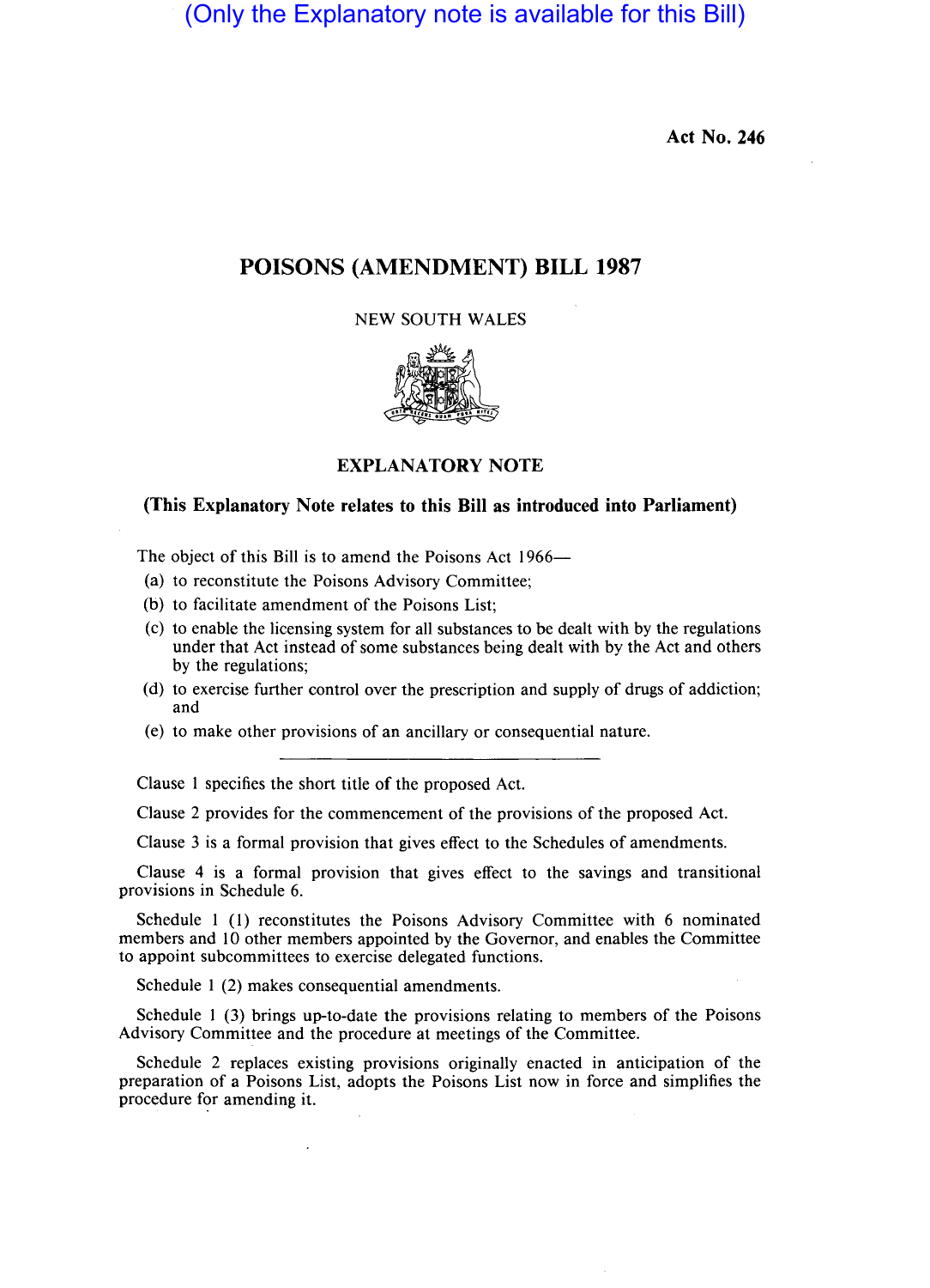(Only the Explanatory note is available for this Bill)

Act No. 246

# POISONS (AMENDMENT) BILL 1987

NEW SOUTH WALES

## EXPLANATORY NOTE

### (This Explanatory Note relates to this Bill as introduced into Parliament)

The object of this Bill is to amend the Poisons Act 1966—

(a) to reconstitute the Poisons Advisory Committee;

(b) to facilitate amendment of the Poisons List;

(c) to enable the licensing system for all substances to be dealt with by the regulations under that Act instead of some substances being dealt with by the Act and others by the regulations;

(d) to exercise further control over the prescription and supply of drugs of addiction; and

(e) to make other provisions of an ancillary or consequential nature.

---

Clause 1 specifies the short title of the proposed Act.

Clause 2 provides for the commencement of the provisions of the proposed Act.

Clause 3 is a formal provision that gives effect to the Schedules of amendments.

Clause 4 is a formal provision that gives effect to the savings and transitional provisions in Schedule 6.

Schedule 1 (1) reconstitutes the Poisons Advisory Committee with 6 nominated members and 10 other members appointed by the Governor, and enables the Committee to appoint subcommittees to exercise delegated functions.

Schedule 1 (2) makes consequential amendments.

Schedule 1 (3) brings up-to-date the provisions relating to members of the Poisons Advisory Committee and the procedure at meetings of the Committee.

Schedule 2 replaces existing provisions originally enacted in anticipation of the preparation of a Poisons List, adopts the Poisons List now in force and simplifies the procedure for amending it.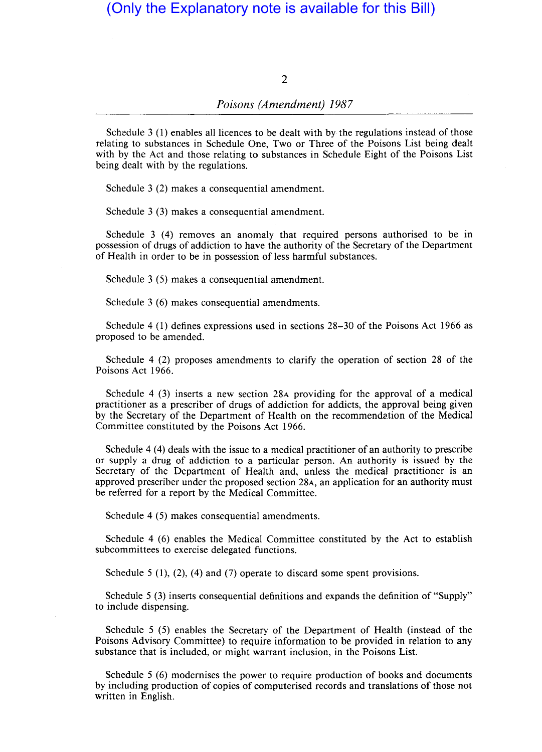(Only the Explanatory note is available for this Bill)

Schedule 3 (1) enables all licences to be dealt with by the regulations instead of those relating to substances in Schedule One, Two or Three of the Poisons List being dealt with by the Act and those relating to substances in Schedule Eight of the Poisons List being dealt with by the regulations.

Schedule 3 (2) makes a consequential amendment.

Schedule 3 (3) makes a consequential amendment.

Schedule 3 (4) removes an anomaly that required persons authorised to be in possession of drugs of addiction to have the authority of the Secretary of the Department of Health in order to be in possession of less harmful substances.

Schedule 3 (5) makes a consequential amendment.

Schedule 3 (6) makes consequential amendments.

Schedule 4 (1) defines expressions used in sections 28–30 of the Poisons Act 1966 as proposed to be amended.

Schedule 4 (2) proposes amendments to clarify the operation of section 28 of the Poisons Act 1966.

Schedule 4 (3) inserts a new section 28A providing for the approval of a medical practitioner as a prescriber of drugs of addiction for addicts, the approval being given by the Secretary of the Department of Health on the recommendation of the Medical Committee constituted by the Poisons Act 1966.

Schedule 4 (4) deals with the issue to a medical practitioner of an authority to prescribe or supply a drug of addiction to a particular person. An authority is issued by the Secretary of the Department of Health and, unless the medical practitioner is an approved prescriber under the proposed section 28A, an application for an authority must be referred for a report by the Medical Committee.

Schedule 4 (5) makes consequential amendments.

Schedule 4 (6) enables the Medical Committee constituted by the Act to establish subcommittees to exercise delegated functions.

Schedule 5 (1), (2), (4) and (7) operate to discard some spent provisions.

Schedule 5 (3) inserts consequential definitions and expands the definition of "Supply" to include dispensing.

Schedule 5 (5) enables the Secretary of the Department of Health (instead of the Poisons Advisory Committee) to require information to be provided in relation to any substance that is included, or might warrant inclusion, in the Poisons List.

Schedule 5 (6) modernises the power to require production of books and documents by including production of copies of computerised records and translations of those not written in English.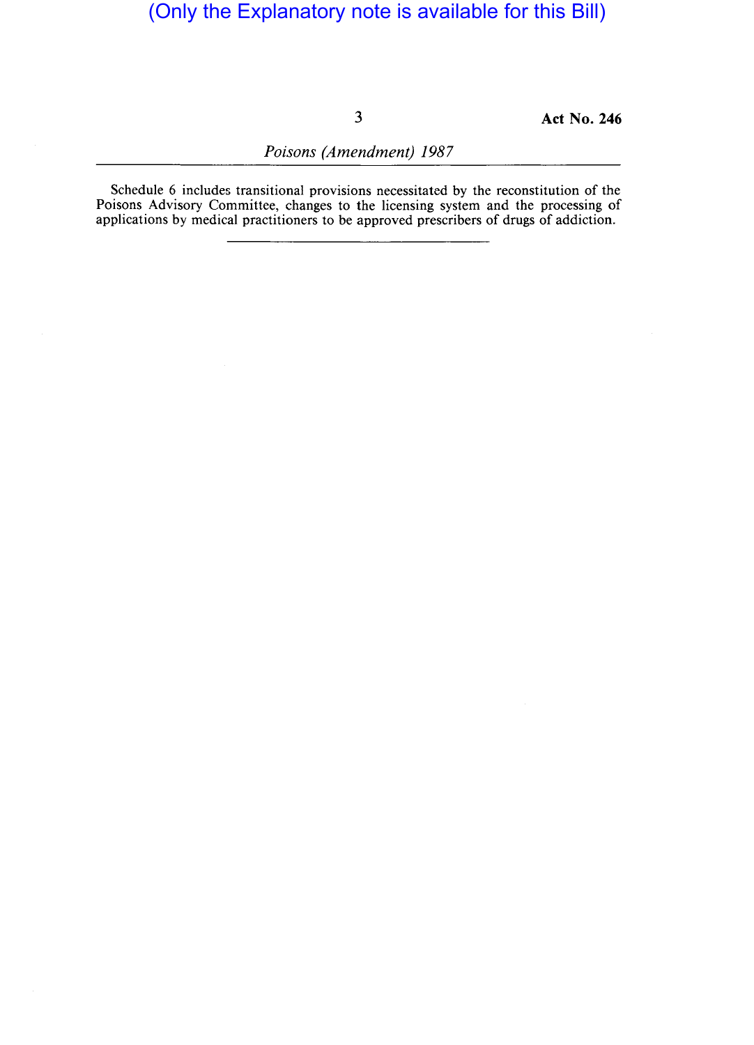(Only the Explanatory note is available for this Bill)

Schedule 6 includes transitional provisions necessitated by the reconstitution of the Poisons Advisory Committee, changes to the licensing system and the processing of applications by medical practitioners to be approved prescribers of drugs of addiction.